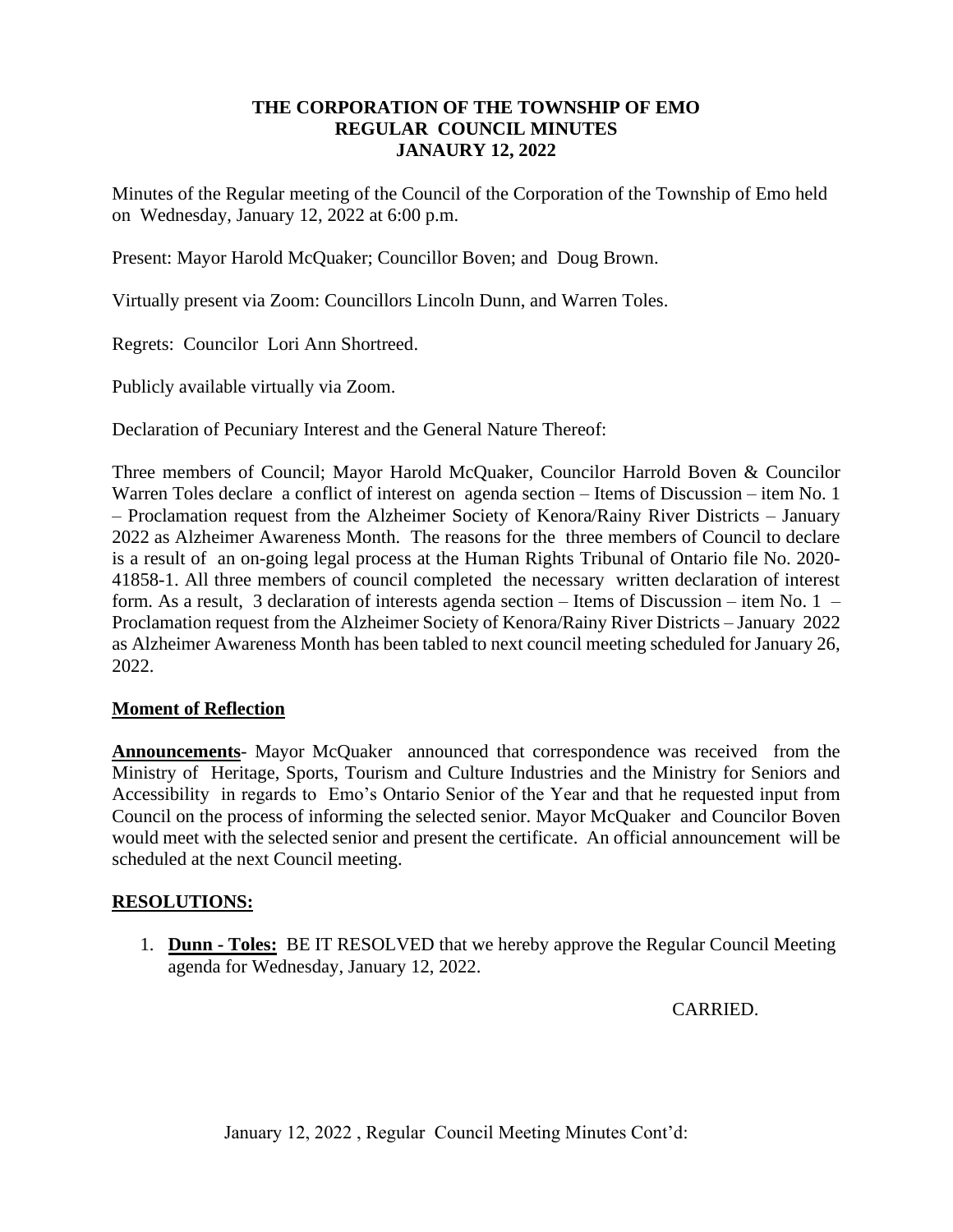# THE CORPORATION OF THE TOWNSHIP OF EMO
## REGULAR COUNCIL MINUTES
## JANAURY 12, 2022

Minutes of the Regular meeting of the Council of the Corporation of the Township of Emo held on Wednesday, January 12, 2022 at 6:00 p.m.

Present: Mayor Harold McQuaker; Councillor Boven; and Doug Brown.

Virtually present via Zoom: Councillors Lincoln Dunn, and Warren Toles.

Regrets: Councilor Lori Ann Shortreed.

Publicly available virtually via Zoom.

Declaration of Pecuniary Interest and the General Nature Thereof:

Three members of Council; Mayor Harold McQuaker, Councilor Harrold Boven & Councilor Warren Toles declare a conflict of interest on agenda section – Items of Discussion – item No. 1 – Proclamation request from the Alzheimer Society of Kenora/Rainy River Districts – January 2022 as Alzheimer Awareness Month. The reasons for the three members of Council to declare is a result of an on-going legal process at the Human Rights Tribunal of Ontario file No. 2020-41858-1. All three members of council completed the necessary written declaration of interest form. As a result, 3 declaration of interests agenda section – Items of Discussion – item No. 1 – Proclamation request from the Alzheimer Society of Kenora/Rainy River Districts – January 2022 as Alzheimer Awareness Month has been tabled to next council meeting scheduled for January 26, 2022.

**Moment of Reflection**

**Announcements**- Mayor McQuaker announced that correspondence was received from the Ministry of Heritage, Sports, Tourism and Culture Industries and the Ministry for Seniors and Accessibility in regards to Emo's Ontario Senior of the Year and that he requested input from Council on the process of informing the selected senior. Mayor McQuaker and Councilor Boven would meet with the selected senior and present the certificate. An official announcement will be scheduled at the next Council meeting.

**RESOLUTIONS:**

1. **Dunn - Toles:** BE IT RESOLVED that we hereby approve the Regular Council Meeting agenda for Wednesday, January 12, 2022.

CARRIED.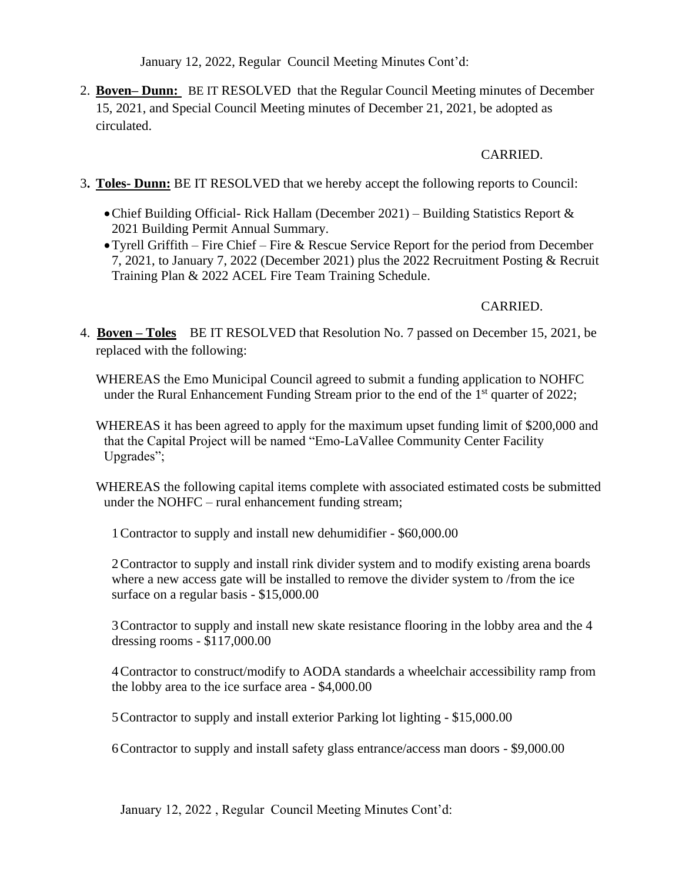2. **Boven– Dunn:** BE IT RESOLVED that the Regular Council Meeting minutes of December 15, 2021, and Special Council Meeting minutes of December 21, 2021, be adopted as circulated.

   CARRIED.

3. **Toles- Dunn:** BE IT RESOLVED that we hereby accept the following reports to Council:

   - Chief Building Official- Rick Hallam (December 2021) – Building Statistics Report & 2021 Building Permit Annual Summary.
   - Tyrell Griffith – Fire Chief – Fire & Rescue Service Report for the period from December 7, 2021, to January 7, 2022 (December 2021) plus the 2022 Recruitment Posting & Recruit Training Plan & 2022 ACEL Fire Team Training Schedule.

   CARRIED.

4. **Boven – Toles** BE IT RESOLVED that Resolution No. 7 passed on December 15, 2021, be replaced with the following:

   WHEREAS the Emo Municipal Council agreed to submit a funding application to NOHFC under the Rural Enhancement Funding Stream prior to the end of the 1st quarter of 2022;

   WHEREAS it has been agreed to apply for the maximum upset funding limit of $200,000 and that the Capital Project will be named "Emo-LaVallee Community Center Facility Upgrades";

   WHEREAS the following capital items complete with associated estimated costs be submitted under the NOHFC – rural enhancement funding stream;

   1. Contractor to supply and install new dehumidifier - $60,000.00

   2. Contractor to supply and install rink divider system and to modify existing arena boards where a new access gate will be installed to remove the divider system to /from the ice surface on a regular basis - $15,000.00

   3. Contractor to supply and install new skate resistance flooring in the lobby area and the 4 dressing rooms - $117,000.00

   4. Contractor to construct/modify to AODA standards a wheelchair accessibility ramp from the lobby area to the ice surface area - $4,000.00

   5. Contractor to supply and install exterior Parking lot lighting - $15,000.00

   6. Contractor to supply and install safety glass entrance/access man doors - $9,000.00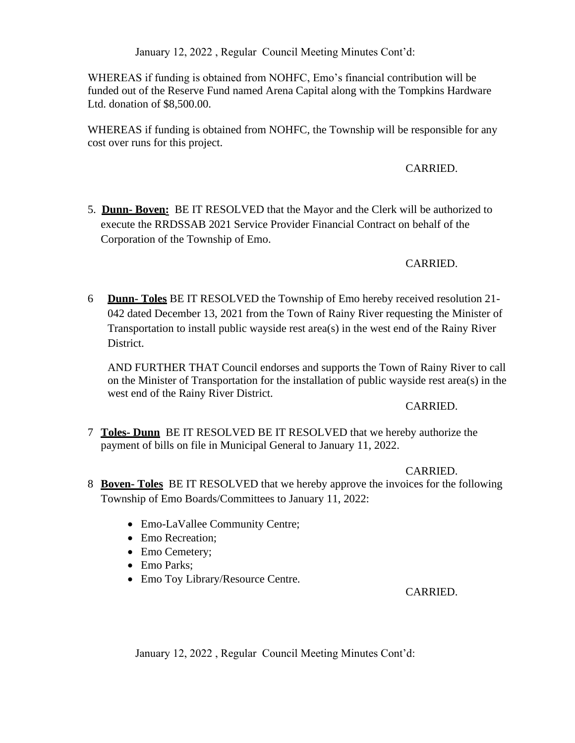WHEREAS if funding is obtained from NOHFC, Emo's financial contribution will be funded out of the Reserve Fund named Arena Capital along with the Tompkins Hardware Ltd. donation of $8,500.00.

WHEREAS if funding is obtained from NOHFC, the Township will be responsible for any cost over runs for this project.

CARRIED.

5. **Dunn- Boven:** BE IT RESOLVED that the Mayor and the Clerk will be authorized to execute the RRDSSAB 2021 Service Provider Financial Contract on behalf of the Corporation of the Township of Emo.

CARRIED.

6 **Dunn- Toles** BE IT RESOLVED the Township of Emo hereby received resolution 21-042 dated December 13, 2021 from the Town of Rainy River requesting the Minister of Transportation to install public wayside rest area(s) in the west end of the Rainy River District.

AND FURTHER THAT Council endorses and supports the Town of Rainy River to call on the Minister of Transportation for the installation of public wayside rest area(s) in the west end of the Rainy River District.

CARRIED.

7 **Toles- Dunn** BE IT RESOLVED BE IT RESOLVED that we hereby authorize the payment of bills on file in Municipal General to January 11, 2022.

CARRIED.

8 **Boven- Toles** BE IT RESOLVED that we hereby approve the invoices for the following Township of Emo Boards/Committees to January 11, 2022:

- Emo-LaVallee Community Centre;
- Emo Recreation;
- Emo Cemetery;
- Emo Parks;
- Emo Toy Library/Resource Centre.

CARRIED.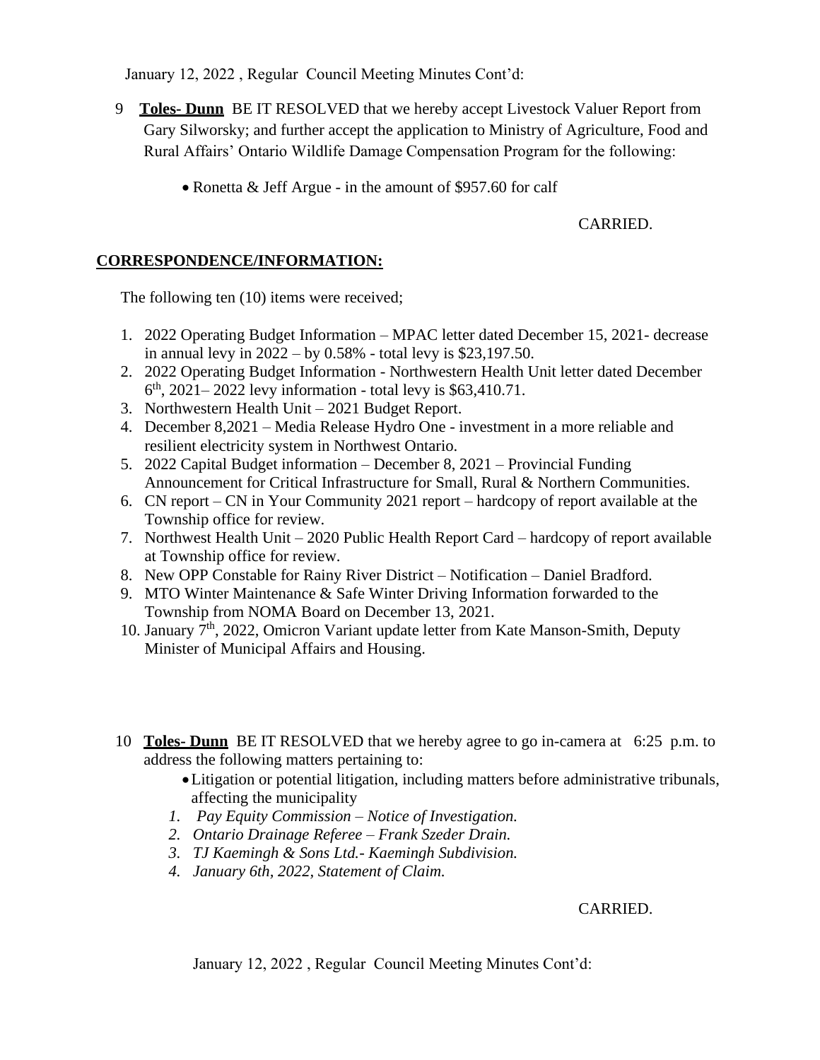January 12, 2022 , Regular Council Meeting Minutes Cont'd:

9 **Toles- Dunn** BE IT RESOLVED that we hereby accept Livestock Valuer Report from Gary Silworsky; and further accept the application to Ministry of Agriculture, Food and Rural Affairs' Ontario Wildlife Damage Compensation Program for the following:

- Ronetta & Jeff Argue - in the amount of $957.60 for calf

CARRIED.

## CORRESPONDENCE/INFORMATION:

The following ten (10) items were received;

1. 2022 Operating Budget Information – MPAC letter dated December 15, 2021- decrease in annual levy in 2022 – by 0.58% - total levy is $23,197.50.
2. 2022 Operating Budget Information - Northwestern Health Unit letter dated December 6th, 2021– 2022 levy information - total levy is $63,410.71.
3. Northwestern Health Unit – 2021 Budget Report.
4. December 8,2021 – Media Release Hydro One - investment in a more reliable and resilient electricity system in Northwest Ontario.
5. 2022 Capital Budget information – December 8, 2021 – Provincial Funding Announcement for Critical Infrastructure for Small, Rural & Northern Communities.
6. CN report – CN in Your Community 2021 report – hardcopy of report available at the Township office for review.
7. Northwest Health Unit – 2020 Public Health Report Card – hardcopy of report available at Township office for review.
8. New OPP Constable for Rainy River District – Notification – Daniel Bradford.
9. MTO Winter Maintenance & Safe Winter Driving Information forwarded to the Township from NOMA Board on December 13, 2021.
10. January 7th, 2022, Omicron Variant update letter from Kate Manson-Smith, Deputy Minister of Municipal Affairs and Housing.

10 **Toles- Dunn** BE IT RESOLVED that we hereby agree to go in-camera at 6:25 p.m. to address the following matters pertaining to:

- Litigation or potential litigation, including matters before administrative tribunals, affecting the municipality

1. *Pay Equity Commission – Notice of Investigation.*
2. *Ontario Drainage Referee – Frank Szeder Drain.*
3. *TJ Kaemingh & Sons Ltd.- Kaemingh Subdivision.*
4. *January 6th, 2022, Statement of Claim.*

CARRIED.

January 12, 2022 , Regular Council Meeting Minutes Cont'd: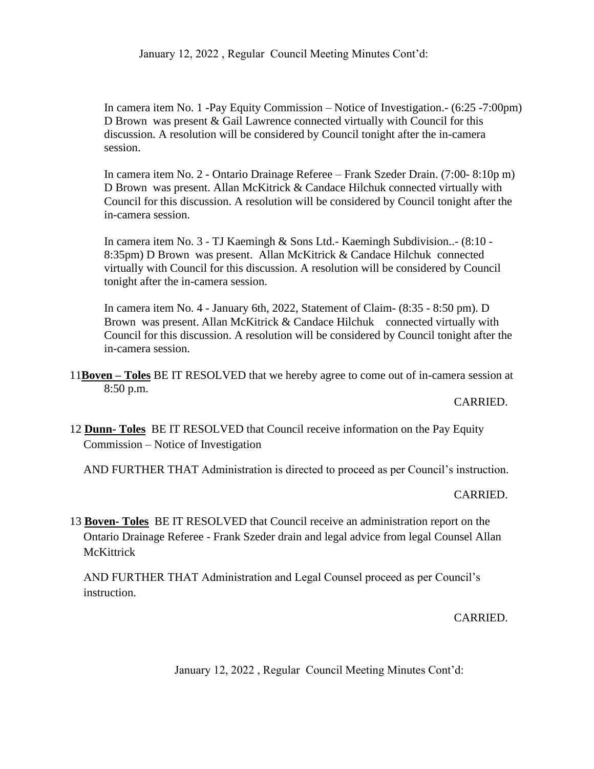In camera item No. 1 -Pay Equity Commission – Notice of Investigation.- (6:25 -7:00pm) D Brown was present & Gail Lawrence connected virtually with Council for this discussion. A resolution will be considered by Council tonight after the in-camera session.

In camera item No. 2 - Ontario Drainage Referee – Frank Szeder Drain. (7:00- 8:10p m) D Brown was present. Allan McKitrick & Candace Hilchuk connected virtually with Council for this discussion. A resolution will be considered by Council tonight after the in-camera session.

In camera item No. 3 - TJ Kaemingh & Sons Ltd.- Kaemingh Subdivision..- (8:10 - 8:35pm) D Brown was present. Allan McKitrick & Candace Hilchuk connected virtually with Council for this discussion. A resolution will be considered by Council tonight after the in-camera session.

In camera item No. 4 - January 6th, 2022, Statement of Claim- (8:35 - 8:50 pm). D Brown was present. Allan McKitrick & Candace Hilchuk connected virtually with Council for this discussion. A resolution will be considered by Council tonight after the in-camera session.

11**Boven – Toles** BE IT RESOLVED that we hereby agree to come out of in-camera session at 8:50 p.m.

CARRIED.

12 **Dunn- Toles** BE IT RESOLVED that Council receive information on the Pay Equity Commission – Notice of Investigation

AND FURTHER THAT Administration is directed to proceed as per Council's instruction.

CARRIED.

13 **Boven- Toles** BE IT RESOLVED that Council receive an administration report on the Ontario Drainage Referee - Frank Szeder drain and legal advice from legal Counsel Allan McKittrick

AND FURTHER THAT Administration and Legal Counsel proceed as per Council's instruction.

CARRIED.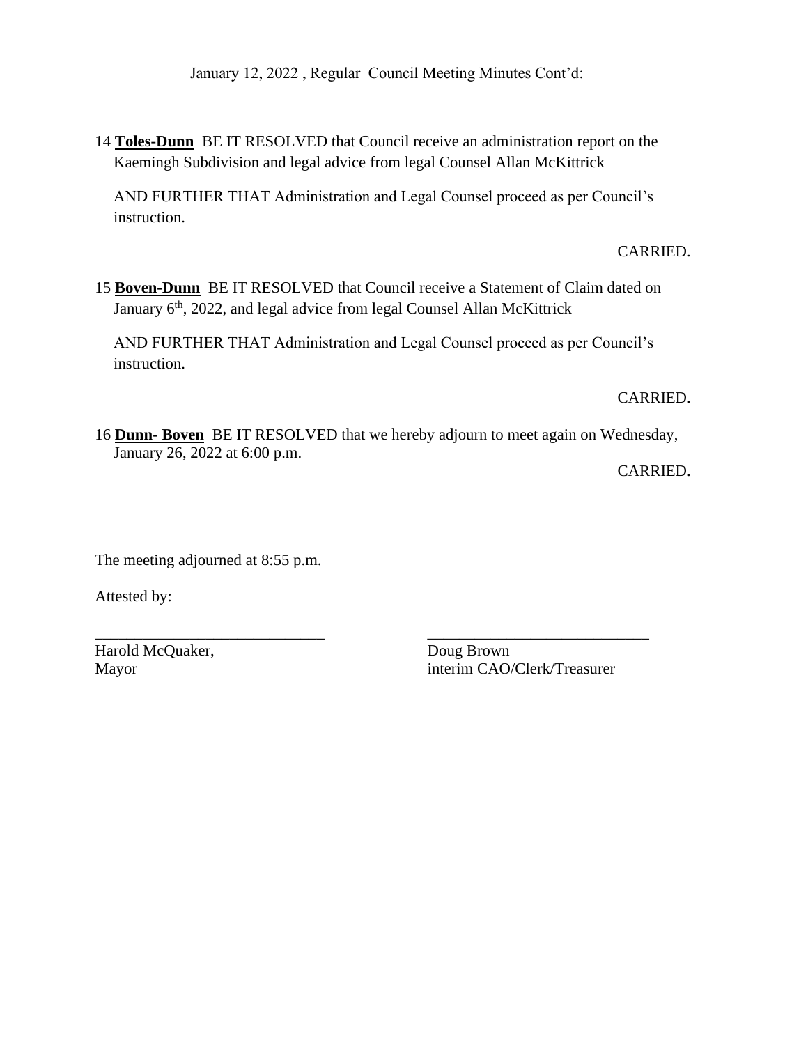January 12, 2022 , Regular Council Meeting Minutes Cont'd:

14 **Toles-Dunn** BE IT RESOLVED that Council receive an administration report on the Kaemingh Subdivision and legal advice from legal Counsel Allan McKittrick

AND FURTHER THAT Administration and Legal Counsel proceed as per Council's instruction.

CARRIED.

15 **Boven-Dunn** BE IT RESOLVED that Council receive a Statement of Claim dated on January 6th, 2022, and legal advice from legal Counsel Allan McKittrick

AND FURTHER THAT Administration and Legal Counsel proceed as per Council's instruction.

CARRIED.

16 **Dunn- Boven** BE IT RESOLVED that we hereby adjourn to meet again on Wednesday, January 26, 2022 at 6:00 p.m.

CARRIED.

The meeting adjourned at 8:55 p.m.

Attested by:

| | |
|---|---|
| _____________________________ | _____________________________ |
| Harold McQuaker, | Doug Brown |
| Mayor | interim CAO/Clerk/Treasurer |